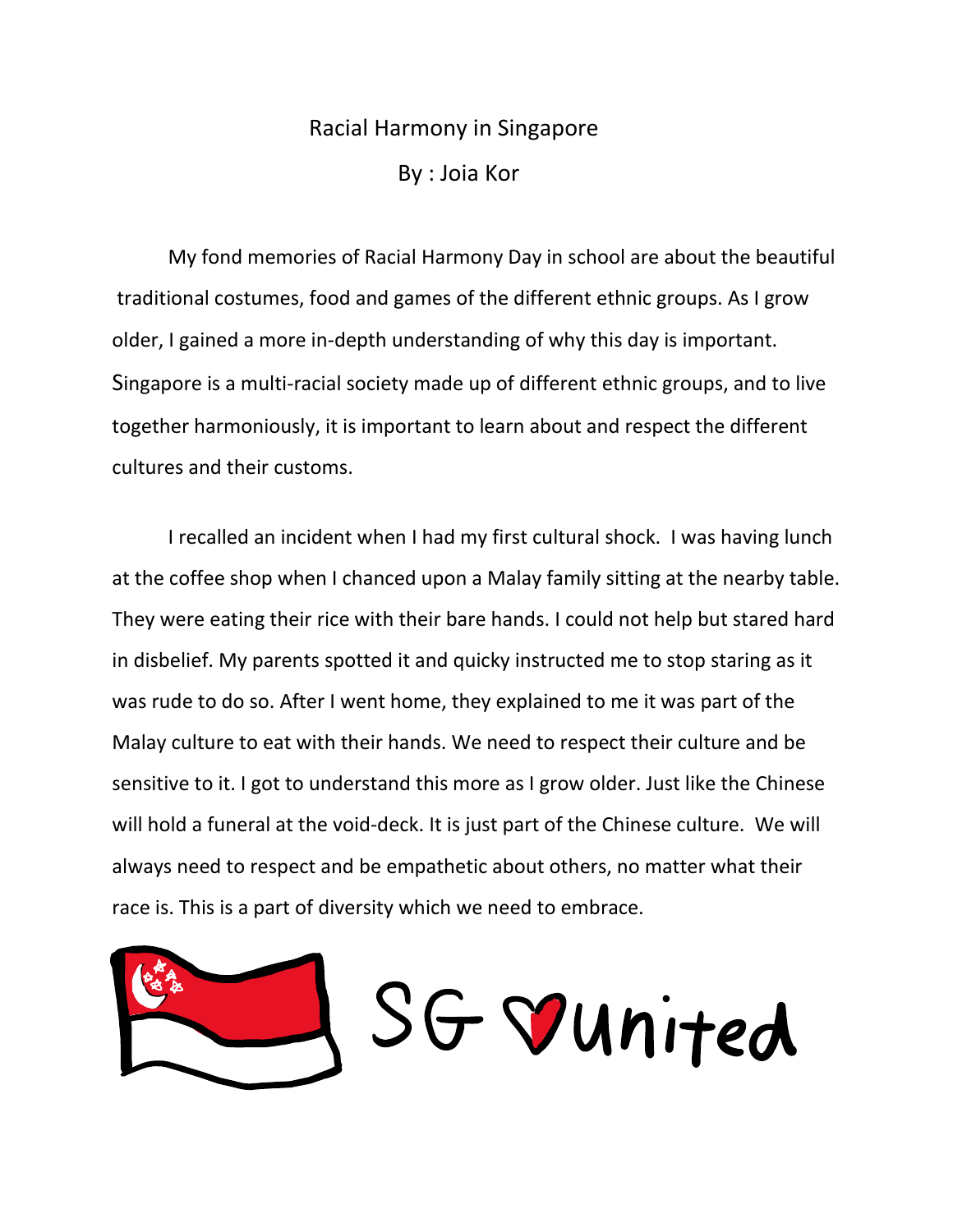# Racial Harmony in Singapore

By : Joia Kor

My fond memories of Racial Harmony Day in school are about the beautiful traditional costumes, food and games of the different ethnic groups. As I grow older, I gained a more in-depth understanding of why this day is important. Singapore is a multi-racial society made up of different ethnic groups, and to live together harmoniously, it is important to learn about and respect the different cultures and their customs.

I recalled an incident when I had my first cultural shock. I was having lunch at the coffee shop when I chanced upon a Malay family sitting at the nearby table. They were eating their rice with their bare hands. I could not help but stared hard in disbelief. My parents spotted it and quicky instructed me to stop staring as it was rude to do so. After I went home, they explained to me it was part of the Malay culture to eat with their hands. We need to respect their culture and be sensitive to it. I got to understand this more as I grow older. Just like the Chinese will hold a funeral at the void-deck. It is just part of the Chinese culture. We will always need to respect and be empathetic about others, no matter what their race is. This is a part of diversity which we need to embrace.

SG ♥ United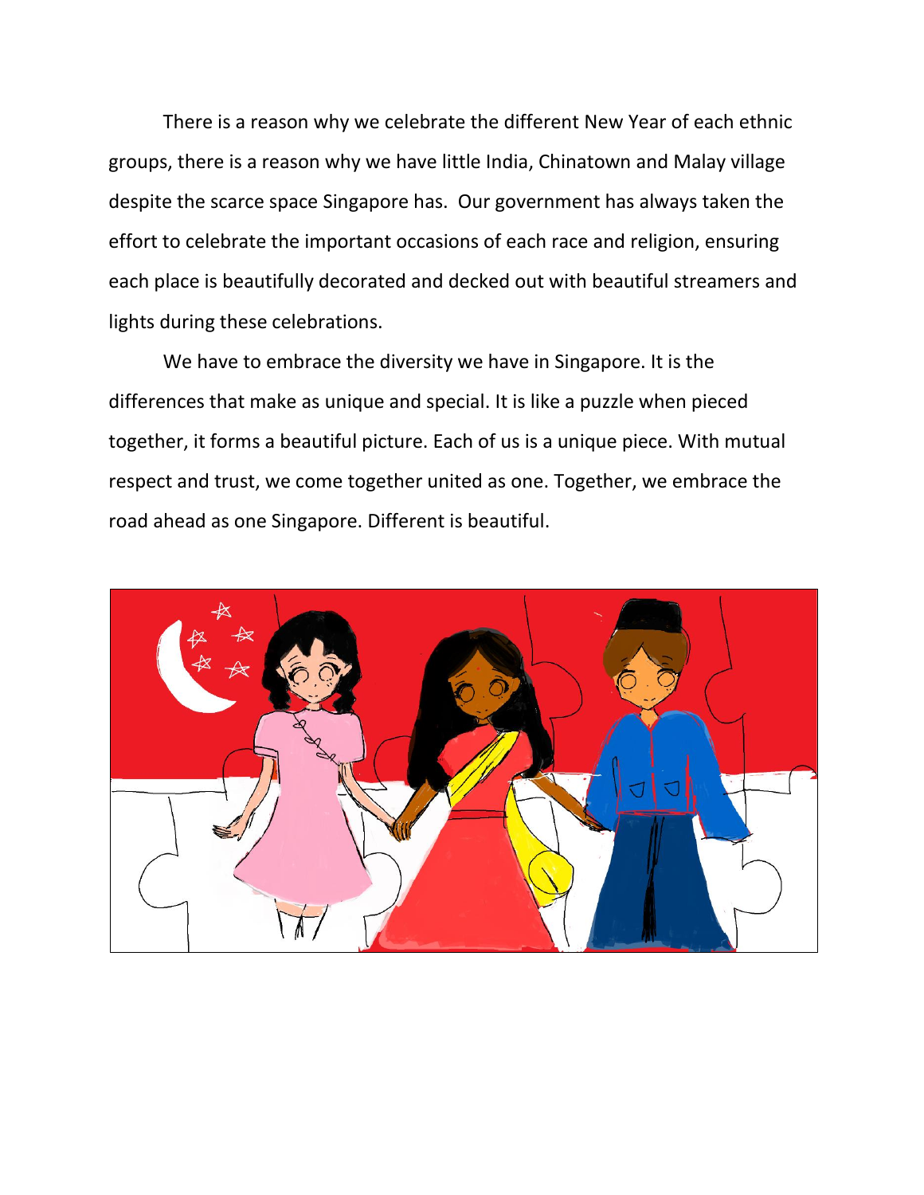There is a reason why we celebrate the different New Year of each ethnic groups, there is a reason why we have little India, Chinatown and Malay village despite the scarce space Singapore has.  Our government has always taken the effort to celebrate the important occasions of each race and religion, ensuring each place is beautifully decorated and decked out with beautiful streamers and lights during these celebrations.

We have to embrace the diversity we have in Singapore. It is the differences that make as unique and special. It is like a puzzle when pieced together, it forms a beautiful picture. Each of us is a unique piece. With mutual respect and trust, we come together united as one. Together, we embrace the road ahead as one Singapore. Different is beautiful.